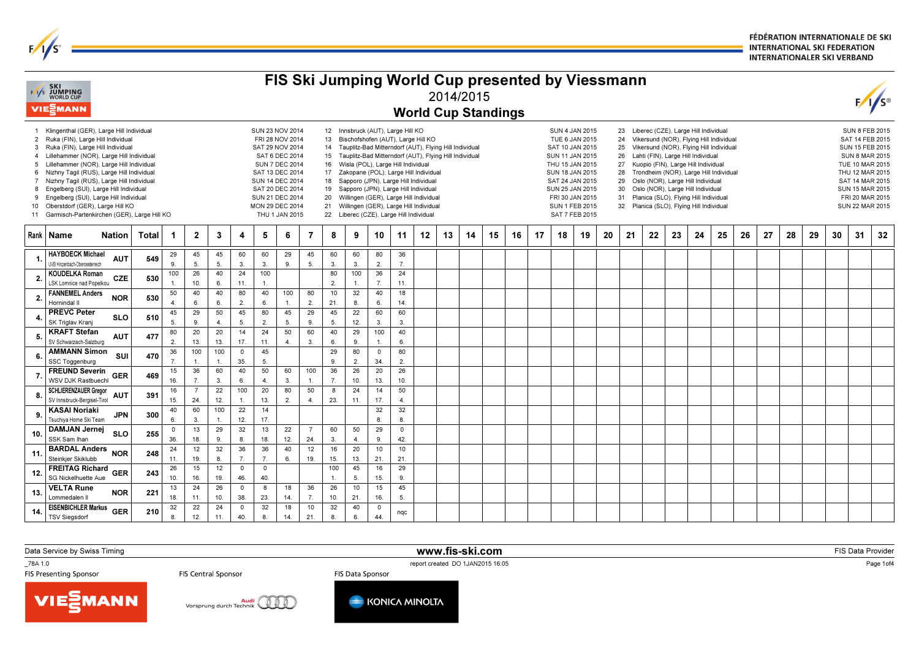# FIS Ski Jumping World Cup presented by Viessmann

2014/2015

## World Cup Standings

| No. | Venue | Date |
|---|---|---|
| 1 | Klingenthal (GER), Large Hill Individual | SUN 23 NOV 2014 |
| 2 | Ruka (FIN), Large Hill Individual | FRI 28 NOV 2014 |
| 3 | Ruka (FIN), Large Hill Individual | SAT 29 NOV 2014 |
| 4 | Lillehammer (NOR), Large Hill Individual | SAT 6 DEC 2014 |
| 5 | Lillehammer (NOR), Large Hill Individual | SUN 7 DEC 2014 |
| 6 | Nizhny Tagil (RUS), Large Hill Individual | SAT 13 DEC 2014 |
| 7 | Nizhny Tagil (RUS), Large Hill Individual | SUN 14 DEC 2014 |
| 8 | Engelberg (SUI), Large Hill Individual | SAT 20 DEC 2014 |
| 9 | Engelberg (SUI), Large Hill Individual | SUN 21 DEC 2014 |
| 10 | Oberstdorf (GER), Large Hill KO | MON 29 DEC 2014 |
| 11 | Garmisch-Partenkirchen (GER), Large Hill KO | THU 1 JAN 2015 |
| 12 | Innsbruck (AUT), Large Hill KO | SUN 4 JAN 2015 |
| 13 | Bischofshofen (AUT), Large Hill KO | TUE 6 JAN 2015 |
| 14 | Tauplitz-Bad Mitterndorf (AUT), Flying Hill Individual | SAT 10 JAN 2015 |
| 15 | Tauplitz-Bad Mitterndorf (AUT), Flying Hill Individual | SUN 11 JAN 2015 |
| 16 | Wisla (POL), Large Hill Individual | THU 15 JAN 2015 |
| 17 | Zakopane (POL), Large Hill Individual | SUN 18 JAN 2015 |
| 18 | Sapporo (JPN), Large Hill Individual | SAT 24 JAN 2015 |
| 19 | Sapporo (JPN), Large Hill Individual | SUN 25 JAN 2015 |
| 20 | Willingen (GER), Large Hill Individual | FRI 30 JAN 2015 |
| 21 | Willingen (GER), Large Hill Individual | SUN 1 FEB 2015 |
| 22 | Liberec (CZE), Large Hill Individual | SAT 7 FEB 2015 |
| 23 | Liberec (CZE), Large Hill Individual | SUN 8 FEB 2015 |
| 24 | Vikersund (NOR), Flying Hill Individual | SAT 14 FEB 2015 |
| 25 | Vikersund (NOR), Flying Hill Individual | SUN 15 FEB 2015 |
| 26 | Lahti (FIN), Large Hill Individual | SUN 8 MAR 2015 |
| 27 | Kuopio (FIN), Large Hill Individual | TUE 10 MAR 2015 |
| 28 | Trondheim (NOR), Large Hill Individual | THU 12 MAR 2015 |
| 29 | Oslo (NOR), Large Hill Individual | SAT 14 MAR 2015 |
| 30 | Oslo (NOR), Large Hill Individual | SUN 15 MAR 2015 |
| 31 | Planica (SLO), Flying Hill Individual | FRI 20 MAR 2015 |
| 32 | Planica (SLO), Flying Hill Individual | SUN 22 MAR 2015 |

| Rank | Name | Nation | Total | 1 | 2 | 3 | 4 | 5 | 6 | 7 | 8 | 9 | 10 | 11 | 12 | 13 | 14 | 15 | 16 | 17 | 18 | 19 | 20 | 21 | 22 | 23 | 24 | 25 | 26 | 27 | 28 | 29 | 30 | 31 | 32 |
|---|---|---|---|---|---|---|---|---|---|---|---|---|---|---|---|---|---|---|---|---|---|---|---|---|---|---|---|---|---|---|---|---|---|---|---|
| 1. | HAYBOECK Michael<br>UVB Hinzenbach-Oberoesterreich | AUT | 549 | 29<br>9. | 45<br>5. | 45<br>5. | 60<br>3. | 60<br>3. | 29<br>9. | 45<br>5. | 60<br>3. | 60<br>3. | 80<br>2. | 36<br>7. | | | | | | | | | | | | | | | | | | | | | |
| 2. | KOUDELKA Roman<br>LSK Lomnice nad Popelkou | CZE | 530 | 100<br>1. | 26<br>10. | 40<br>6. | 24<br>11. | 100<br>1. | | | 80<br>2. | 100<br>1. | 36<br>7. | 24<br>11. | | | | | | | | | | | | | | | | | | | | | |
| 2. | FANNEMEL Anders<br>Hornindal Il | NOR | 530 | 50<br>4. | 40<br>6. | 40<br>6. | 80<br>2. | 40<br>6. | 100<br>1. | 80<br>2. | 10<br>21. | 32<br>8. | 40<br>6. | 18<br>14. | | | | | | | | | | | | | | | | | | | | | |
| 4. | PREVC Peter<br>SK Triglav Kranj | SLO | 510 | 45<br>5. | 29<br>9. | 50<br>4. | 45<br>5. | 80<br>2. | 45<br>5. | 29<br>9. | 45<br>5. | 22<br>12. | 60<br>3. | 60<br>3. | | | | | | | | | | | | | | | | | | | | | |
| 5. | KRAFT Stefan<br>SV Schwarzach-Salzburg | AUT | 477 | 80<br>2. | 20<br>13. | 20<br>13. | 14<br>17. | 24<br>11. | 50<br>4. | 60<br>3. | 40<br>6. | 29<br>9. | 100<br>1. | 40<br>6. | | | | | | | | | | | | | | | | | | | | | |
| 6. | AMMANN Simon<br>SSC Toggenburg | SUI | 470 | 36<br>7. | 100<br>1. | 100<br>1. | 0<br>35. | 45<br>5. | | | 29<br>9. | 80<br>2. | 0<br>34. | 80<br>2. | | | | | | | | | | | | | | | | | | | | | |
| 7. | FREUND Severin<br>WSV DJK Rastbuechl | GER | 469 | 15<br>16. | 36<br>7. | 60<br>3. | 40<br>6. | 50<br>4. | 60<br>3. | 100<br>1. | 36<br>7. | 26<br>10. | 20<br>13. | 26<br>10. | | | | | | | | | | | | | | | | | | | | | |
| 8. | SCHLIERENZAUER Gregor<br>SV Innsbruck-Bergisel-Tirol | AUT | 391 | 16<br>15. | 7<br>24. | 22<br>12. | 100<br>1. | 20<br>13. | 80<br>2. | 50<br>4. | 8<br>23. | 24<br>11. | 14<br>17. | 50<br>4. | | | | | | | | | | | | | | | | | | | | | |
| 9. | KASAI Noriaki<br>Tsuchiya Home Ski Team | JPN | 300 | 40<br>6. | 60<br>3. | 100<br>1. | 22<br>12. | 14<br>17. | | | | | 32<br>8. | 32<br>8. | | | | | | | | | | | | | | | | | | | | | |
| 10. | DAMJAN Jernej<br>SSK Sam Ihan | SLO | 255 | 0<br>36. | 13<br>18. | 29<br>9. | 32<br>8. | 13<br>18. | 22<br>12. | 7<br>24. | 60<br>3. | 50<br>4. | 29<br>9. | 0<br>42. | | | | | | | | | | | | | | | | | | | | | |
| 11. | BARDAL Anders<br>Steinkjer Skiklubb | NOR | 248 | 24<br>11. | 12<br>19. | 32<br>8. | 36<br>7. | 36<br>7. | 40<br>6. | 12<br>19. | 16<br>15. | 20<br>13. | 10<br>21. | 10<br>21. | | | | | | | | | | | | | | | | | | | | | |
| 12. | FREITAG Richard<br>SG Nickelhuette Aue | GER | 243 | 26<br>10. | 15<br>16. | 12<br>19. | 0<br>46. | 0<br>40. | | | 100<br>1. | 45<br>5. | 16<br>15. | 29<br>9. | | | | | | | | | | | | | | | | | | | | | |
| 13. | VELTA Rune<br>Lommedalen Il | NOR | 221 | 13<br>18. | 24<br>11. | 26<br>10. | 0<br>38. | 8<br>23. | 18<br>14. | 36<br>7. | 26<br>10. | 10<br>21. | 15<br>16. | 45<br>5. | | | | | | | | | | | | | | | | | | | | | |
| 14. | EISENBICHLER Markus<br>TSV Siegsdorf | GER | 210 | 32<br>8. | 22<br>12. | 24<br>11. | 0<br>40. | 32<br>8. | 18<br>14. | 10<br>21. | 32<br>8. | 40<br>6. | 0<br>44. | nqc | | | | | | | | | | | | | | | | | | | | | |

Data Service by Swiss Timing | www.fis-ski.com | FIS Data Provider

_78A 1.0 | report created DO 1JAN2015 16:05

FIS Presenting Sponsor | FIS Central Sponsor | FIS Data Sponsor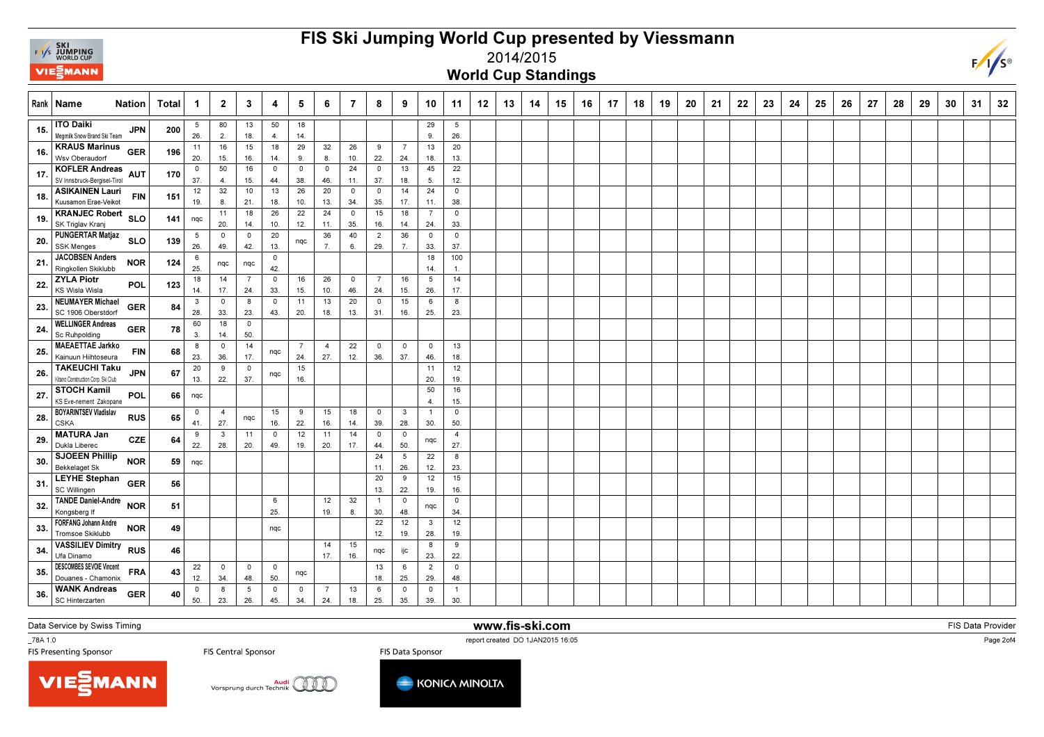# FIS Ski Jumping World Cup presented by Viessmann

2014/2015

## World Cup Standings

| Rank | Name | Nation | Total | 1 | 2 | 3 | 4 | 5 | 6 | 7 | 8 | 9 | 10 | 11 | 12 | 13 | 14 | 15 | 16 | 17 | 18 | 19 | 20 | 21 | 22 | 23 | 24 | 25 | 26 | 27 | 28 | 29 | 30 | 31 | 32 |
|---|---|---|---|---|---|---|---|---|---|---|---|---|---|---|---|---|---|---|---|---|---|---|---|---|---|---|---|---|---|---|---|---|---|---|---|
| 15. | ITO Daiki<br>Megmilk Snow Brand Ski Team | JPN | 200 | 5<br>26. | 80<br>2. | 13<br>18. | 50<br>4. | 18<br>14. | | | | | 29<br>9. | 5<br>26. | | | | | | | | | | | | | | | | | | | | | |
| 16. | KRAUS Marinus<br>Wsv Oberaudorf | GER | 196 | 11<br>20. | 16<br>15. | 15<br>16. | 18<br>14. | 29<br>9. | 32<br>8. | 26<br>10. | 9<br>22. | 7<br>24. | 13<br>18. | 20<br>13. | | | | | | | | | | | | | | | | | | | | | |
| 17. | KOFLER Andreas<br>SV Innsbruck-Bergisel-Tirol | AUT | 170 | 0<br>37. | 50<br>4. | 16<br>15. | 0<br>44. | 0<br>38. | 0<br>46. | 24<br>11. | 0<br>37. | 13<br>18. | 45<br>5. | 22<br>12. | | | | | | | | | | | | | | | | | | | | | |
| 18. | ASIKAINEN Lauri<br>Kuusamon Erae-Veikot | FIN | 151 | 12<br>19. | 32<br>8. | 10<br>21. | 13<br>18. | 26<br>10. | 20<br>13. | 0<br>34. | 0<br>35. | 14<br>17. | 24<br>11. | 0<br>38. | | | | | | | | | | | | | | | | | | | | | |
| 19. | KRANJEC Robert<br>SK Triglav Kranj | SLO | 141 | nqc | 11<br>20. | 18<br>14. | 26<br>10. | 22<br>12. | 24<br>11. | 0<br>35. | 15<br>16. | 18<br>14. | 7<br>24. | 0<br>33. | | | | | | | | | | | | | | | | | | | | | |
| 20. | PUNGERTAR Matjaz<br>SSK Menges | SLO | 139 | 5<br>26. | 0<br>49. | 0<br>42. | 20<br>13. | nqc | 36<br>7. | 40<br>6. | 2<br>29. | 36<br>7. | 0<br>33. | 0<br>37. | | | | | | | | | | | | | | | | | | | | | |
| 21. | JACOBSEN Anders<br>Ringkollen Skiklubb | NOR | 124 | 6<br>25. | nqc | nqc | 0<br>42. | | | | | | 18<br>14. | 100<br>1. | | | | | | | | | | | | | | | | | | | | | |
| 22. | ZYLA Piotr<br>KS Wisla Wisla | POL | 123 | 18<br>14. | 14<br>17. | 7<br>24. | 0<br>33. | 16<br>15. | 26<br>10. | 0<br>46. | 7<br>24. | 16<br>15. | 5<br>26. | 14<br>17. | | | | | | | | | | | | | | | | | | | | | |
| 23. | NEUMAYER Michael<br>SC 1906 Oberstdorf | GER | 84 | 3<br>28. | 0<br>33. | 8<br>23. | 0<br>43. | 11<br>20. | 13<br>18. | 20<br>13. | 0<br>31. | 15<br>16. | 6<br>25. | 8<br>23. | | | | | | | | | | | | | | | | | | | | | |
| 24. | WELLINGER Andreas<br>Sc Ruhpolding | GER | 78 | 60<br>3. | 18<br>14. | 0<br>50. | | | | | | | | | | | | | | | | | | | | | | | | | | | | | |
| 25. | MAEAETTAE Jarkko<br>Kainuun Hiihtoseura | FIN | 68 | 8<br>23. | 0<br>36. | 14<br>17. | nqc | 7<br>24. | 4<br>27. | 22<br>12. | 0<br>36. | 0<br>37. | 0<br>46. | 13<br>18. | | | | | | | | | | | | | | | | | | | | | |
| 26. | TAKEUCHI Taku<br>Kitano Construction Corp. Ski Club | JPN | 67 | 20<br>13. | 9<br>22. | 0<br>37. | nqc | 15<br>16. | | | | | 11<br>20. | 12<br>19. | | | | | | | | | | | | | | | | | | | | | |
| 27. | STOCH Kamil<br>KS Eve-nement Zakopane | POL | 66 | nqc | | | | | | | | | 50<br>4. | 16<br>15. | | | | | | | | | | | | | | | | | | | | | |
| 28. | BOYARINTSEV Vladislav<br>CSKA | RUS | 65 | 0<br>41. | 4<br>27. | nqc | 15<br>16. | 9<br>22. | 15<br>16. | 18<br>14. | 0<br>39. | 3<br>28. | 1<br>30. | 0<br>50. | | | | | | | | | | | | | | | | | | | | | |
| 29. | MATURA Jan<br>Dukla Liberec | CZE | 64 | 9<br>22. | 3<br>28. | 11<br>20. | 0<br>49. | 12<br>19. | 11<br>20. | 14<br>17. | 0<br>44. | 0<br>50. | nqc | 4<br>27. | | | | | | | | | | | | | | | | | | | | | |
| 30. | SJOEEN Phillip<br>Bekkelaget Sk | NOR | 59 | nqc | | | | | | | 24<br>11. | 5<br>26. | 22<br>12. | 8<br>23. | | | | | | | | | | | | | | | | | | | | | |
| 31. | LEYHE Stephan<br>SC Willingen | GER | 56 | | | | | | | | 20<br>13. | 9<br>22. | 12<br>19. | 15<br>16. | | | | | | | | | | | | | | | | | | | | | |
| 32. | TANDE Daniel-Andre<br>Kongsberg If | NOR | 51 | | | | 6<br>25. | | 12<br>19. | 32<br>8. | 1<br>30. | 0<br>48. | nqc | 0<br>34. | | | | | | | | | | | | | | | | | | | | | |
| 33. | FORFANG Johann Andre<br>Tromsoe Skiklubb | NOR | 49 | | | | nqc | | | | 22<br>12. | 12<br>19. | 3<br>28. | 12<br>19. | | | | | | | | | | | | | | | | | | | | | |
| 34. | VASSILIEV Dimitry<br>Ufa Dinamo | RUS | 46 | | | | | | 14<br>17. | 15<br>16. | nqc | ijc | 8<br>23. | 9<br>22. | | | | | | | | | | | | | | | | | | | | | |
| 35. | DESCOMBES SEVOIE Vincent<br>Douanes - Chamonix | FRA | 43 | 22<br>12. | 0<br>34. | 0<br>48. | 0<br>50. | nqc | | | 13<br>18. | 6<br>25. | 2<br>29. | 0<br>48. | | | | | | | | | | | | | | | | | | | | | |
| 36. | WANK Andreas<br>SC Hinterzarten | GER | 40 | 0<br>50. | 8<br>23. | 5<br>26. | 0<br>45. | 0<br>34. | 7<br>24. | 13<br>18. | 6<br>25. | 0<br>35. | 0<br>39. | 1<br>30. | | | | | | | | | | | | | | | | | | | | | |

Data Service by Swiss Timing | www.fis-ski.com | FIS Data Provider

_78A 1.0 report created DO 1JAN2015 16:05

FIS Presenting Sponsor | FIS Central Sponsor | FIS Data Sponsor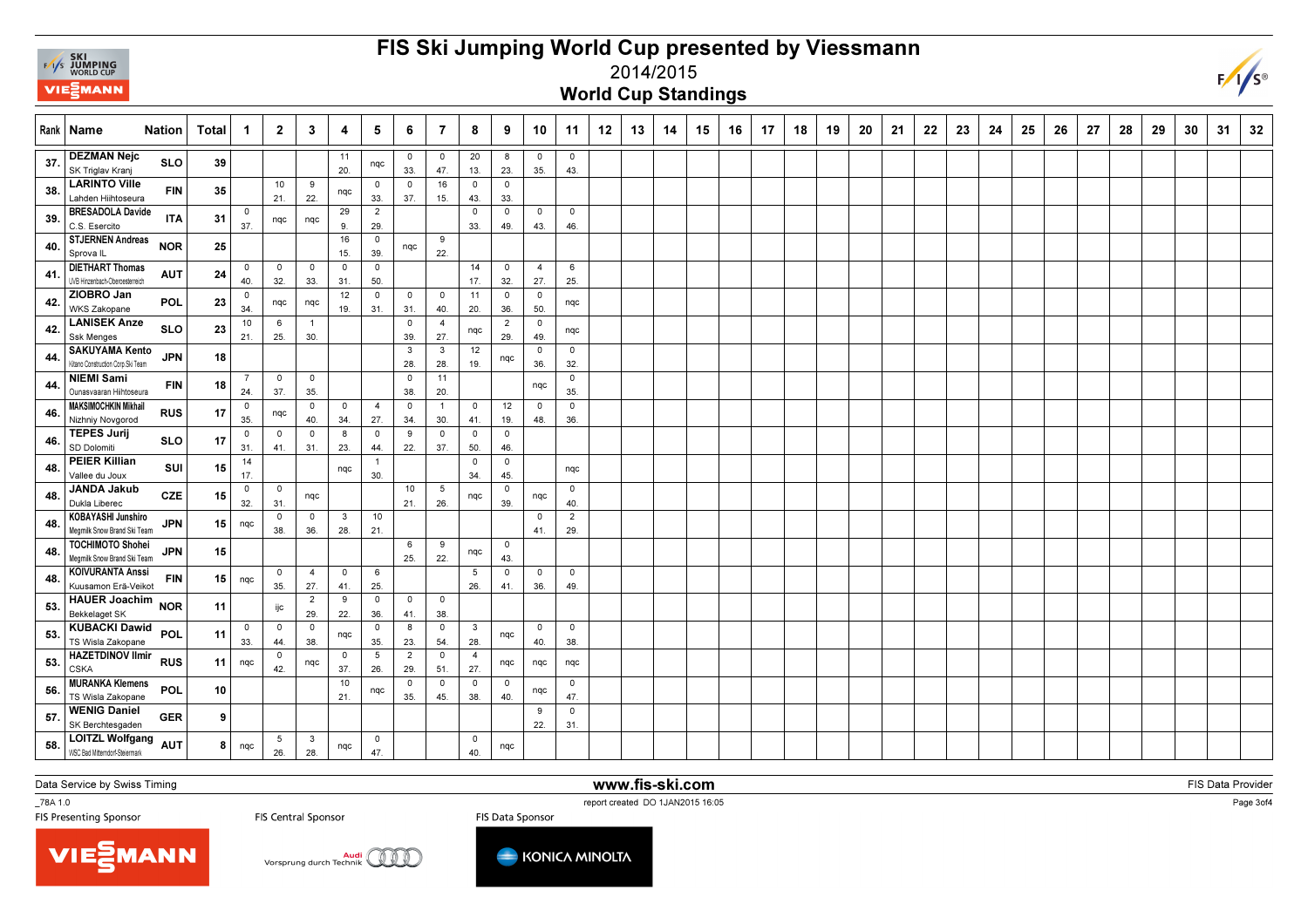# FIS Ski Jumping World Cup presented by Viessmann

## 2014/2015

### World Cup Standings

| Rank | Name | Nation | Total | 1 | 2 | 3 | 4 | 5 | 6 | 7 | 8 | 9 | 10 | 11 | 12 | 13 | 14 | 15 | 16 | 17 | 18 | 19 | 20 | 21 | 22 | 23 | 24 | 25 | 26 | 27 | 28 | 29 | 30 | 31 | 32 |
|---|---|---|---|---|---|---|---|---|---|---|---|---|---|---|---|---|---|---|---|---|---|---|---|---|---|---|---|---|---|---|---|---|---|---|---|
| 37. | DEZMAN Nejc<br>SK Triglav Kranj | SLO | 39 | | | | 11<br>20. | nqc | 0<br>33. | 0<br>47. | 20<br>13. | 8<br>23. | 0<br>35. | 0<br>43. | | | | | | | | | | | | | | | | | | | | | |
| 38. | LARINTO Ville<br>Lahden Hiihtoseura | FIN | 35 | | 10<br>21. | 9<br>22. | nqc | 0<br>33. | 0<br>37. | 16<br>15. | 0<br>43. | 0<br>33. | | | | | | | | | | | | | | | | | | | | | | | |
| 39. | BRESADOLA Davide<br>C.S. Esercito | ITA | 31 | 0<br>37. | nqc | nqc | 29<br>9. | 2<br>29. | | | 0<br>33. | 0<br>49. | 0<br>43. | 0<br>46. | | | | | | | | | | | | | | | | | | | | | |
| 40. | STJERNEN Andreas<br>Sprova IL | NOR | 25 | | | | 16<br>15. | 0<br>39. | nqc | 9<br>22. | | | | | | | | | | | | | | | | | | | | | | | | | |
| 41. | DIETHART Thomas<br>UVB Hinzenbach-Oberoesterreich | AUT | 24 | 0<br>40. | 0<br>32. | 0<br>33. | 0<br>31. | 0<br>50. | | | 14<br>17. | 0<br>32. | 4<br>27. | 6<br>25. | | | | | | | | | | | | | | | | | | | | | |
| 42. | ZIOBRO Jan<br>WKS Zakopane | POL | 23 | 0<br>34. | nqc | nqc | 12<br>19. | 0<br>31. | 0<br>31. | 0<br>40. | 11<br>20. | 0<br>36. | 0<br>50. | nqc | | | | | | | | | | | | | | | | | | | | | |
| 42. | LANISEK Anze<br>Ssk Menges | SLO | 23 | 10<br>21. | 6<br>25. | 1<br>30. | | | 0<br>39. | 4<br>27. | nqc | 2<br>29. | 0<br>49. | nqc | | | | | | | | | | | | | | | | | | | | | |
| 44. | SAKUYAMA Kento<br>Kitano Construction Corp.Ski Team | JPN | 18 | | | | | | 3<br>28. | 3<br>28. | 12<br>19. | nqc | 0<br>36. | 0<br>32. | | | | | | | | | | | | | | | | | | | | | |
| 44. | NIEMI Sami<br>Ounasvaaran Hiihtoseura | FIN | 18 | 7<br>24. | 0<br>37. | 0<br>35. | | | 0<br>38. | 11<br>20. | | | nqc | 0<br>35. | | | | | | | | | | | | | | | | | | | | | |
| 46. | MAKSIMOCHKIN Mikhail<br>Nizhniy Novgorod | RUS | 17 | 0<br>35. | nqc | 0<br>40. | 0<br>34. | 4<br>27. | 0<br>34. | 1<br>30. | 0<br>41. | 12<br>19. | 0<br>48. | 0<br>36. | | | | | | | | | | | | | | | | | | | | | |
| 46. | TEPES Jurij<br>SD Dolomiti | SLO | 17 | 0<br>31. | 0<br>41. | 0<br>31. | 8<br>23. | 0<br>44. | 9<br>22. | 0<br>37. | 0<br>50. | 0<br>46. | | | | | | | | | | | | | | | | | | | | | | | |
| 48. | PEIER Killian<br>Vallee du Joux | SUI | 15 | 14<br>17. | | | nqc | 1<br>30. | | | 0<br>34. | 0<br>45. | | nqc | | | | | | | | | | | | | | | | | | | | | |
| 48. | JANDA Jakub<br>Dukla Liberec | CZE | 15 | 0<br>32. | 0<br>31. | nqc | | | 10<br>21. | 5<br>26. | nqc | 0<br>39. | nqc | 0<br>40. | | | | | | | | | | | | | | | | | | | | | |
| 48. | KOBAYASHI Junshiro<br>Megmilk Snow Brand Ski Team | JPN | 15 | nqc | 0<br>38. | 0<br>36. | 3<br>28. | 10<br>21. | | | | | 0<br>41. | 2<br>29. | | | | | | | | | | | | | | | | | | | | | |
| 48. | TOCHIMOTO Shohei<br>Megmilk Snow Brand Ski Team | JPN | 15 | | | | | | 6<br>25. | 9<br>22. | nqc | 0<br>43. | | | | | | | | | | | | | | | | | | | | | | | |
| 48. | KOIVURANTA Anssi<br>Kuusamon Erä-Veikot | FIN | 15 | nqc | 0<br>35. | 4<br>27. | 0<br>41. | 6<br>25. | | | 5<br>26. | 0<br>41. | 0<br>36. | 0<br>49. | | | | | | | | | | | | | | | | | | | | | |
| 53. | HAUER Joachim<br>Bekkelaget SK | NOR | 11 | | ijc | 2<br>29. | 9<br>22. | 0<br>36. | 0<br>41. | 0<br>38. | | | | | | | | | | | | | | | | | | | | | | | | | |
| 53. | KUBACKI Dawid<br>TS Wisla Zakopane | POL | 11 | 0<br>33. | 0<br>44. | 0<br>38. | nqc | 0<br>35. | 8<br>23. | 0<br>54. | 3<br>28. | nqc | 0<br>40. | 0<br>38. | | | | | | | | | | | | | | | | | | | | | |
| 53. | HAZETDINOV Ilmir<br>CSKA | RUS | 11 | nqc | 0<br>42. | nqc | 0<br>37. | 5<br>26. | 2<br>29. | 0<br>51. | 4<br>27. | nqc | nqc | nqc | | | | | | | | | | | | | | | | | | | | | |
| 56. | MURANKA Klemens<br>TS Wisla Zakopane | POL | 10 | | | | 10<br>21. | nqc | 0<br>35. | 0<br>45. | 0<br>38. | 0<br>40. | nqc | 0<br>47. | | | | | | | | | | | | | | | | | | | | | |
| 57. | WENIG Daniel<br>SK Berchtesgaden | GER | 9 | | | | | | | | | | 9<br>22. | 0<br>31. | | | | | | | | | | | | | | | | | | | | | |
| 58. | LOITZL Wolfgang<br>WSC Bad Mitterndorf-Steiermark | AUT | 8 | nqc | 5<br>26. | 3<br>28. | nqc | 0<br>47. | | | 0<br>40. | nqc | | | | | | | | | | | | | | | | | | | | | | | |

Data Service by Swiss Timing — www.fis-ski.com — FIS Data Provider

_78A 1.0 — report created DO 1JAN2015 16:05

FIS Presenting Sponsor — FIS Central Sponsor — FIS Data Sponsor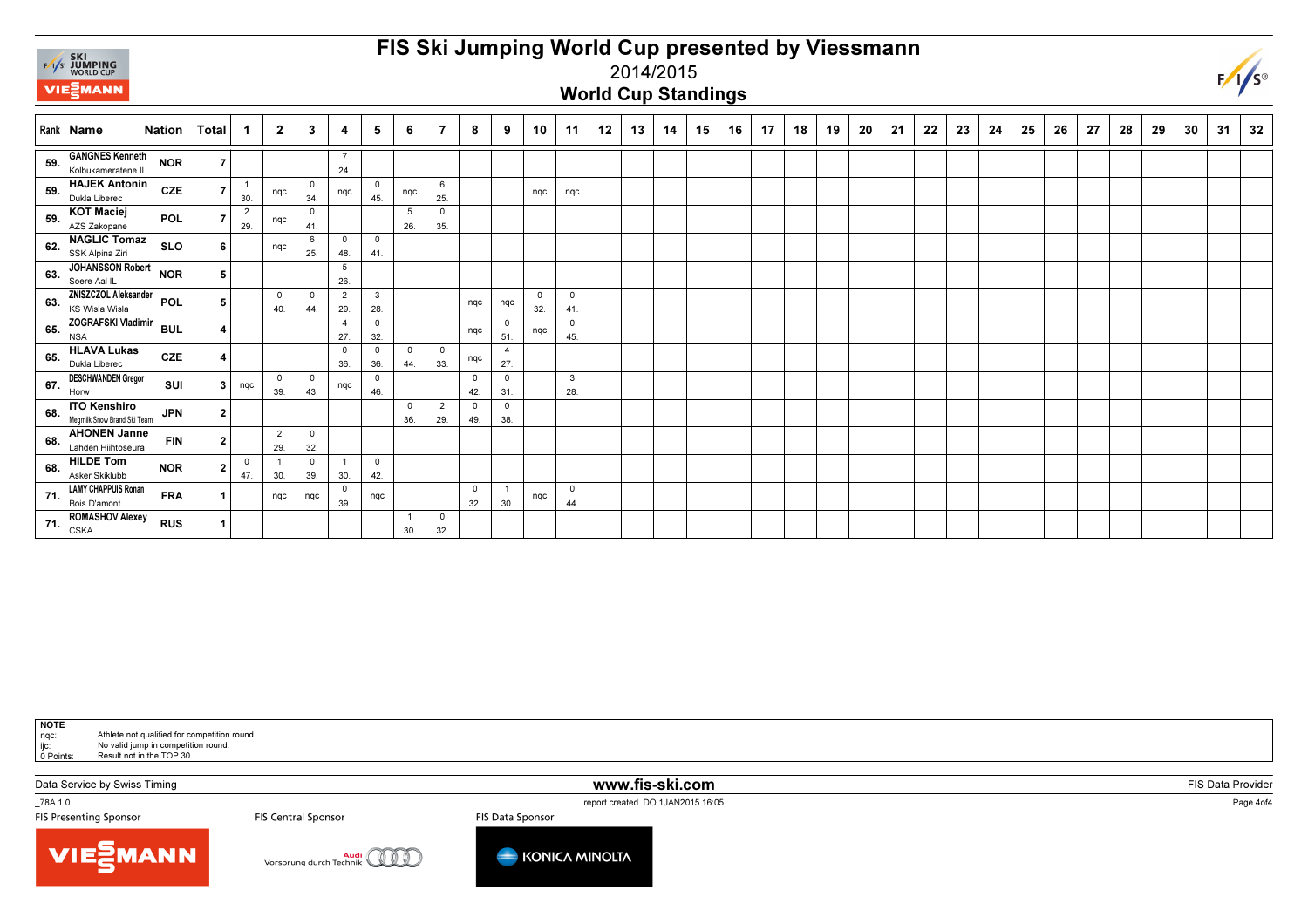# FIS Ski Jumping World Cup presented by Viessmann

2014/2015

## World Cup Standings

| Rank | Name | Nation | Total | 1 | 2 | 3 | 4 | 5 | 6 | 7 | 8 | 9 | 10 | 11 | 12 | 13 | 14 | 15 | 16 | 17 | 18 | 19 | 20 | 21 | 22 | 23 | 24 | 25 | 26 | 27 | 28 | 29 | 30 | 31 | 32 |
|---|---|---|---|---|---|---|---|---|---|---|---|---|---|---|---|---|---|---|---|---|---|---|---|---|---|---|---|---|---|---|---|---|---|---|---|
| 59. | **GANGNES Kenneth** Kolbukameratene IL | NOR | 7 | | | | 7 24. | | | | | | | | | | | | | | | | | | | | | | | | | | | | |
| 59. | **HAJEK Antonin** Dukla Liberec | CZE | 7 | 1 30. | nqc | 0 34. | nqc | 0 45. | nqc | 6 25. | | | nqc | nqc | | | | | | | | | | | | | | | | | | | | | |
| 59. | **KOT Maciej** AZS Zakopane | POL | 7 | 2 29. | nqc | 0 41. | | | 5 26. | 0 35. | | | | | | | | | | | | | | | | | | | | | | | | | |
| 62. | **NAGLIC Tomaz** SSK Alpina Ziri | SLO | 6 | | nqc | 6 25. | 0 48. | 0 41. | | | | | | | | | | | | | | | | | | | | | | | | | | | |
| 63. | **JOHANSSON Robert** Soere Aal IL | NOR | 5 | | | | 5 26. | | | | | | | | | | | | | | | | | | | | | | | | | | | | |
| 63. | **ZNISZCZOL Aleksander** KS Wisla Wisla | POL | 5 | | 0 40. | 0 44. | 2 29. | 3 28. | | | nqc | nqc | 0 32. | 0 41. | | | | | | | | | | | | | | | | | | | | | |
| 65. | **ZOGRAFSKI Vladimir** NSA | BUL | 4 | | | | 4 27. | 0 32. | | | nqc | 0 51. | nqc | 0 45. | | | | | | | | | | | | | | | | | | | | | |
| 65. | **HLAVA Lukas** Dukla Liberec | CZE | 4 | | | | 0 36. | 0 36. | 0 44. | 0 33. | nqc | 4 27. | | | | | | | | | | | | | | | | | | | | | | | |
| 67. | **DESCHWANDEN Gregor** Horw | SUI | 3 | nqc | 0 39. | 0 43. | nqc | 0 46. | | | 0 42. | 0 31. | | 3 28. | | | | | | | | | | | | | | | | | | | | | |
| 68. | **ITO Kenshiro** Megmilk Snow Brand Ski Team | JPN | 2 | | | | | | 0 36. | 2 29. | 0 49. | 0 38. | | | | | | | | | | | | | | | | | | | | | | | |
| 68. | **AHONEN Janne** Lahden Hiihtoseura | FIN | 2 | | 2 29. | 0 32. | | | | | | | | | | | | | | | | | | | | | | | | | | | | | |
| 68. | **HILDE Tom** Asker Skiklubb | NOR | 2 | 0 47. | 1 30. | 0 39. | 1 30. | 0 42. | | | | | | | | | | | | | | | | | | | | | | | | | | | |
| 71. | **LAMY CHAPPUIS Ronan** Bois D'amont | FRA | 1 | | nqc | nqc | 0 39. | nqc | | | 0 32. | 1 30. | nqc | 0 44. | | | | | | | | | | | | | | | | | | | | | |
| 71. | **ROMASHOV Alexey** CSKA | RUS | 1 | | | | | | 1 30. | 0 32. | | | | | | | | | | | | | | | | | | | | | | | | | |

**NOTE**

nqc: Athlete not qualified for competition round.
ijc: No valid jump in competition round.
0 Points: Result not in the TOP 30.

Data Service by Swiss Timing — www.fis-ski.com — FIS Data Provider

_78A 1.0 — report created DO 1JAN2015 16:05

FIS Presenting Sponsor: VIESSMANN — FIS Central Sponsor: Audi Vorsprung durch Technik — FIS Data Sponsor: KONICA MINOLTA